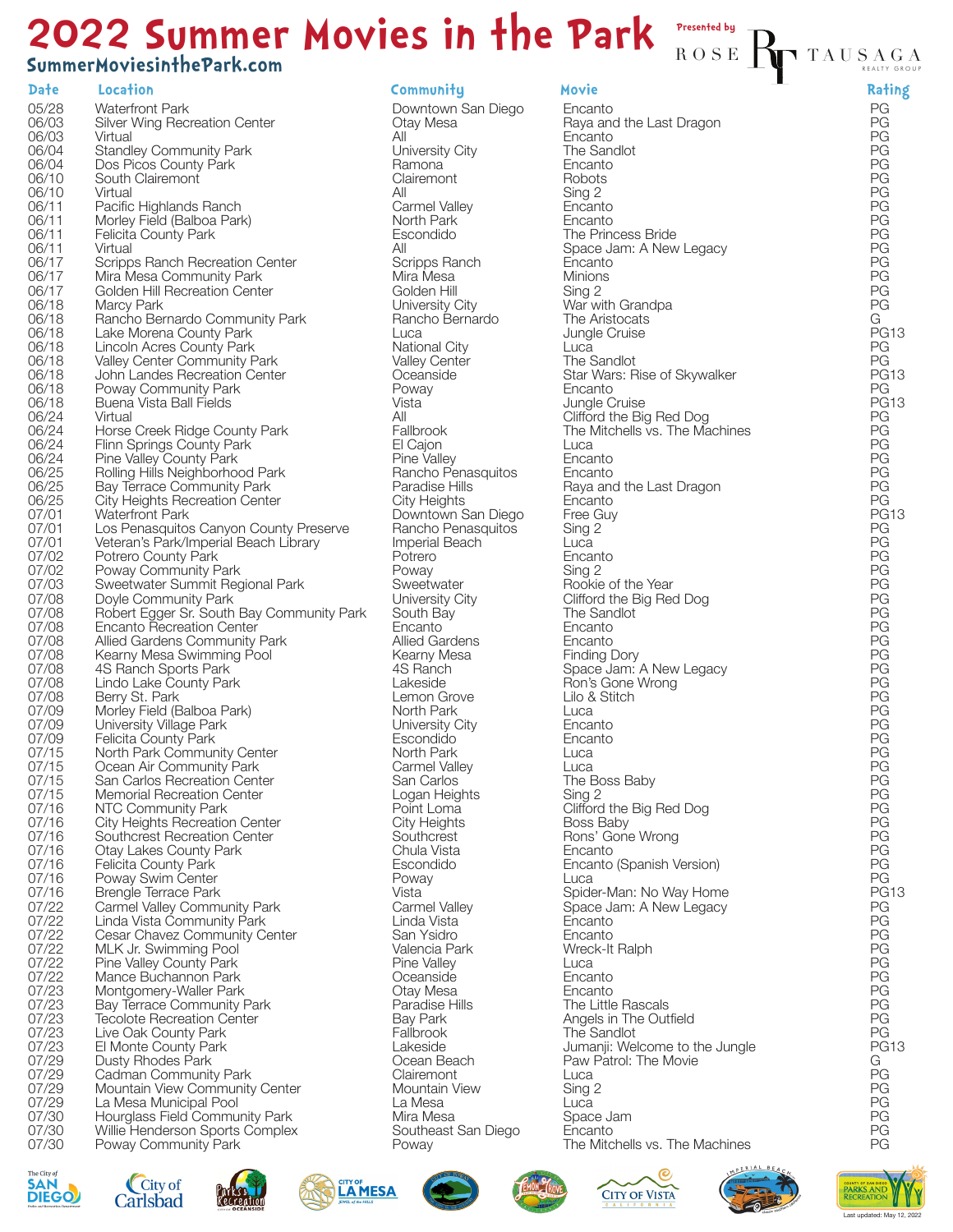# 2022 Summer Movies in the Park

SummerMoviesinthePark.com

Presented by ROSE TAUSAGA REALTY GROUP

| Date | Location | Community | Movie | Rating |
|---|---|---|---|---|
| 05/28 | Waterfront Park | Downtown San Diego | Encanto | PG |
| 06/03 | Silver Wing Recreation Center | Otay Mesa | Raya and the Last Dragon | PG |
| 06/03 | Virtual | All | Encanto | PG |
| 06/04 | Standley Community Park | University City | The Sandlot | PG |
| 06/04 | Dos Picos County Park | Ramona | Encanto | PG |
| 06/10 | South Clairemont | Clairemont | Robots | PG |
| 06/10 | Virtual | All | Sing 2 | PG |
| 06/11 | Pacific Highlands Ranch | Carmel Valley | Encanto | PG |
| 06/11 | Morley Field (Balboa Park) | North Park | Encanto | PG |
| 06/11 | Felicita County Park | Escondido | The Princess Bride | PG |
| 06/11 | Virtual | All | Space Jam: A New Legacy | PG |
| 06/17 | Scripps Ranch Recreation Center | Scripps Ranch | Encanto | PG |
| 06/17 | Mira Mesa Community Park | Mira Mesa | Minions | PG |
| 06/17 | Golden Hill Recreation Center | Golden Hill | Sing 2 | PG |
| 06/18 | Marcy Park | University City | War with Grandpa | PG |
| 06/18 | Rancho Bernardo Community Park | Rancho Bernardo | The Aristocats | G |
| 06/18 | Lake Morena County Park | Luca | Jungle Cruise | PG13 |
| 06/18 | Lincoln Acres County Park | National City | Luca | PG |
| 06/18 | Valley Center Community Park | Valley Center | The Sandlot | PG |
| 06/18 | John Landes Recreation Center | Oceanside | Star Wars: Rise of Skywalker | PG13 |
| 06/18 | Poway Community Park | Poway | Encanto | PG |
| 06/18 | Buena Vista Ball Fields | Vista | Jungle Cruise | PG13 |
| 06/24 | Virtual | All | Clifford the Big Red Dog | PG |
| 06/24 | Horse Creek Ridge County Park | Fallbrook | The Mitchells vs. The Machines | PG |
| 06/24 | Flinn Springs County Park | El Cajon | Luca | PG |
| 06/24 | Pine Valley County Park | Pine Valley | Encanto | PG |
| 06/25 | Rolling Hills Neighborhood Park | Rancho Penasquitos | Encanto | PG |
| 06/25 | Bay Terrace Community Park | Paradise Hills | Raya and the Last Dragon | PG |
| 06/25 | City Heights Recreation Center | City Heights | Encanto | PG |
| 07/01 | Waterfront Park | Downtown San Diego | Free Guy | PG13 |
| 07/01 | Los Penasquitos Canyon County Preserve | Rancho Penasquitos | Sing 2 | PG |
| 07/01 | Veteran's Park/Imperial Beach Library | Imperial Beach | Luca | PG |
| 07/02 | Potrero County Park | Potrero | Encanto | PG |
| 07/02 | Poway Community Park | Poway | Sing 2 | PG |
| 07/03 | Sweetwater Summit Regional Park | Sweetwater | Rookie of the Year | PG |
| 07/08 | Doyle Community Park | University City | Clifford the Big Red Dog | PG |
| 07/08 | Robert Egger Sr. South Bay Community Park | South Bay | The Sandlot | PG |
| 07/08 | Encanto Recreation Center | Encanto | Encanto | PG |
| 07/08 | Allied Gardens Community Park | Allied Gardens | Encanto | PG |
| 07/08 | Kearny Mesa Swimming Pool | Kearny Mesa | Finding Dory | PG |
| 07/08 | 4S Ranch Sports Park | 4S Ranch | Space Jam: A New Legacy | PG |
| 07/08 | Lindo Lake County Park | Lakeside | Ron's Gone Wrong | PG |
| 07/08 | Berry St. Park | Lemon Grove | Lilo & Stitch | PG |
| 07/09 | Morley Field (Balboa Park) | North Park | Luca | PG |
| 07/09 | University Village Park | University City | Encanto | PG |
| 07/09 | Felicita County Park | Escondido | Encanto | PG |
| 07/15 | North Park Community Center | North Park | Luca | PG |
| 07/15 | Ocean Air Community Park | Carmel Valley | Luca | PG |
| 07/15 | San Carlos Recreation Center | San Carlos | The Boss Baby | PG |
| 07/15 | Memorial Recreation Center | Logan Heights | Sing 2 | PG |
| 07/16 | NTC Community Park | Point Loma | Clifford the Big Red Dog | PG |
| 07/16 | City Heights Recreation Center | City Heights | Boss Baby | PG |
| 07/16 | Southcrest Recreation Center | Southcrest | Rons' Gone Wrong | PG |
| 07/16 | Otay Lakes County Park | Chula Vista | Encanto | PG |
| 07/16 | Felicita County Park | Escondido | Encanto (Spanish Version) | PG |
| 07/16 | Poway Swim Center | Poway | Luca | PG |
| 07/16 | Brengle Terrace Park | Vista | Spider-Man: No Way Home | PG13 |
| 07/22 | Carmel Valley Community Park | Carmel Valley | Space Jam: A New Legacy | PG |
| 07/22 | Linda Vista Community Park | Linda Vista | Encanto | PG |
| 07/22 | Cesar Chavez Community Center | San Ysidro | Encanto | PG |
| 07/22 | MLK Jr. Swimming Pool | Valencia Park | Wreck-It Ralph | PG |
| 07/22 | Pine Valley County Park | Pine Valley | Luca | PG |
| 07/22 | Mance Buchannon Park | Oceanside | Encanto | PG |
| 07/23 | Montgomery-Waller Park | Otay Mesa | Encanto | PG |
| 07/23 | Bay Terrace Community Park | Paradise Hills | The Little Rascals | PG |
| 07/23 | Tecolote Recreation Center | Bay Park | Angels in The Outfield | PG |
| 07/23 | Live Oak County Park | Fallbrook | The Sandlot | PG |
| 07/23 | El Monte County Park | Lakeside | Jumanji: Welcome to the Jungle | PG13 |
| 07/29 | Dusty Rhodes Park | Ocean Beach | Paw Patrol: The Movie | G |
| 07/29 | Cadman Community Park | Clairemont | Luca | PG |
| 07/29 | Mountain View Community Center | Mountain View | Sing 2 | PG |
| 07/29 | La Mesa Municipal Pool | La Mesa | Luca | PG |
| 07/30 | Hourglass Field Community Park | Mira Mesa | Space Jam | PG |
| 07/30 | Willie Henderson Sports Complex | Southeast San Diego | Encanto | PG |
| 07/30 | Poway Community Park | Poway | The Mitchells vs. The Machines | PG |

Last updated: May 12, 2022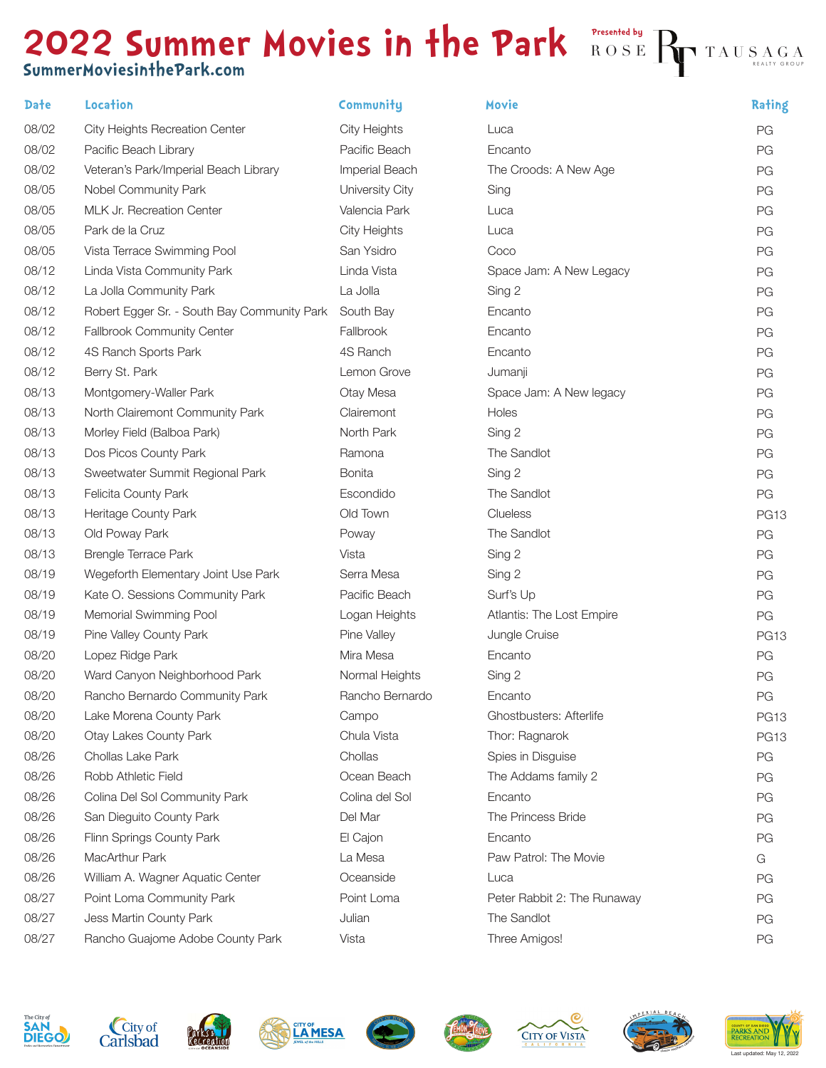# 2022 Summer Movies in the Park

SummerMoviesinthePark.com

Presented by ROSE TAUSAGA REALTY GROUP

| Date | Location | Community | Movie | Rating |
|---|---|---|---|---|
| 08/02 | City Heights Recreation Center | City Heights | Luca | PG |
| 08/02 | Pacific Beach Library | Pacific Beach | Encanto | PG |
| 08/02 | Veteran's Park/Imperial Beach Library | Imperial Beach | The Croods: A New Age | PG |
| 08/05 | Nobel Community Park | University City | Sing | PG |
| 08/05 | MLK Jr. Recreation Center | Valencia Park | Luca | PG |
| 08/05 | Park de la Cruz | City Heights | Luca | PG |
| 08/05 | Vista Terrace Swimming Pool | San Ysidro | Coco | PG |
| 08/12 | Linda Vista Community Park | Linda Vista | Space Jam: A New Legacy | PG |
| 08/12 | La Jolla Community Park | La Jolla | Sing 2 | PG |
| 08/12 | Robert Egger Sr. - South Bay Community Park | South Bay | Encanto | PG |
| 08/12 | Fallbrook Community Center | Fallbrook | Encanto | PG |
| 08/12 | 4S Ranch Sports Park | 4S Ranch | Encanto | PG |
| 08/12 | Berry St. Park | Lemon Grove | Jumanji | PG |
| 08/13 | Montgomery-Waller Park | Otay Mesa | Space Jam: A New legacy | PG |
| 08/13 | North Clairemont Community Park | Clairemont | Holes | PG |
| 08/13 | Morley Field (Balboa Park) | North Park | Sing 2 | PG |
| 08/13 | Dos Picos County Park | Ramona | The Sandlot | PG |
| 08/13 | Sweetwater Summit Regional Park | Bonita | Sing 2 | PG |
| 08/13 | Felicita County Park | Escondido | The Sandlot | PG |
| 08/13 | Heritage County Park | Old Town | Clueless | PG13 |
| 08/13 | Old Poway Park | Poway | The Sandlot | PG |
| 08/13 | Brengle Terrace Park | Vista | Sing 2 | PG |
| 08/19 | Wegeforth Elementary Joint Use Park | Serra Mesa | Sing 2 | PG |
| 08/19 | Kate O. Sessions Community Park | Pacific Beach | Surf's Up | PG |
| 08/19 | Memorial Swimming Pool | Logan Heights | Atlantis: The Lost Empire | PG |
| 08/19 | Pine Valley County Park | Pine Valley | Jungle Cruise | PG13 |
| 08/20 | Lopez Ridge Park | Mira Mesa | Encanto | PG |
| 08/20 | Ward Canyon Neighborhood Park | Normal Heights | Sing 2 | PG |
| 08/20 | Rancho Bernardo Community Park | Rancho Bernardo | Encanto | PG |
| 08/20 | Lake Morena County Park | Campo | Ghostbusters: Afterlife | PG13 |
| 08/20 | Otay Lakes County Park | Chula Vista | Thor: Ragnarok | PG13 |
| 08/26 | Chollas Lake Park | Chollas | Spies in Disguise | PG |
| 08/26 | Robb Athletic Field | Ocean Beach | The Addams family 2 | PG |
| 08/26 | Colina Del Sol Community Park | Colina del Sol | Encanto | PG |
| 08/26 | San Dieguito County Park | Del Mar | The Princess Bride | PG |
| 08/26 | Flinn Springs County Park | El Cajon | Encanto | PG |
| 08/26 | MacArthur Park | La Mesa | Paw Patrol: The Movie | G |
| 08/26 | William A. Wagner Aquatic Center | Oceanside | Luca | PG |
| 08/27 | Point Loma Community Park | Point Loma | Peter Rabbit 2: The Runaway | PG |
| 08/27 | Jess Martin County Park | Julian | The Sandlot | PG |
| 08/27 | Rancho Guajome Adobe County Park | Vista | Three Amigos! | PG |

Last updated: May 12, 2022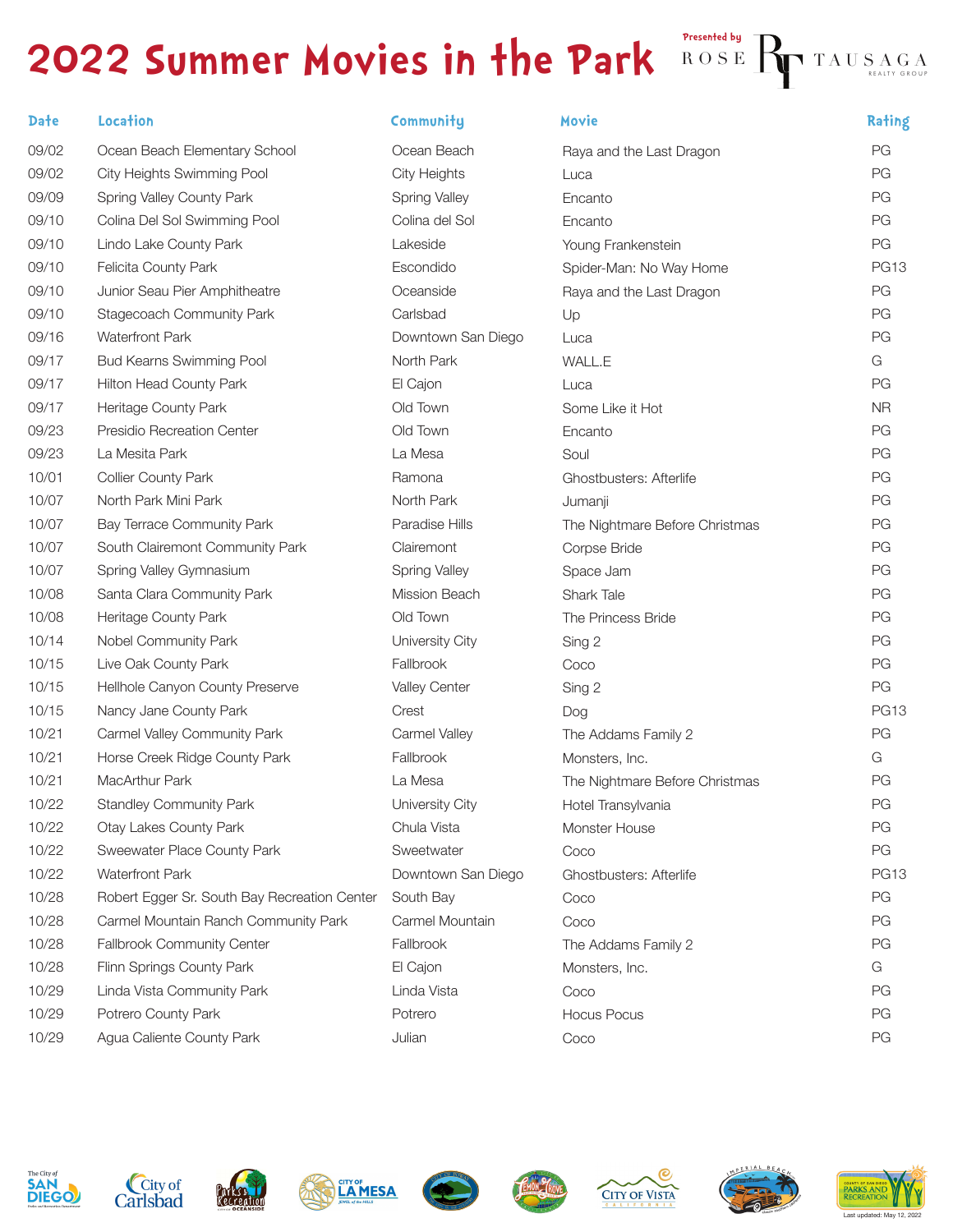# 2022 Summer Movies in the Park

Presented by ROSE TAUSAGA REALTY GROUP

| Date | Location | Community | Movie | Rating |
|---|---|---|---|---|
| 09/02 | Ocean Beach Elementary School | Ocean Beach | Raya and the Last Dragon | PG |
| 09/02 | City Heights Swimming Pool | City Heights | Luca | PG |
| 09/09 | Spring Valley County Park | Spring Valley | Encanto | PG |
| 09/10 | Colina Del Sol Swimming Pool | Colina del Sol | Encanto | PG |
| 09/10 | Lindo Lake County Park | Lakeside | Young Frankenstein | PG |
| 09/10 | Felicita County Park | Escondido | Spider-Man: No Way Home | PG13 |
| 09/10 | Junior Seau Pier Amphitheatre | Oceanside | Raya and the Last Dragon | PG |
| 09/10 | Stagecoach Community Park | Carlsbad | Up | PG |
| 09/16 | Waterfront Park | Downtown San Diego | Luca | PG |
| 09/17 | Bud Kearns Swimming Pool | North Park | WALL.E | G |
| 09/17 | Hilton Head County Park | El Cajon | Luca | PG |
| 09/17 | Heritage County Park | Old Town | Some Like it Hot | NR |
| 09/23 | Presidio Recreation Center | Old Town | Encanto | PG |
| 09/23 | La Mesita Park | La Mesa | Soul | PG |
| 10/01 | Collier County Park | Ramona | Ghostbusters: Afterlife | PG |
| 10/07 | North Park Mini Park | North Park | Jumanji | PG |
| 10/07 | Bay Terrace Community Park | Paradise Hills | The Nightmare Before Christmas | PG |
| 10/07 | South Clairemont Community Park | Clairemont | Corpse Bride | PG |
| 10/07 | Spring Valley Gymnasium | Spring Valley | Space Jam | PG |
| 10/08 | Santa Clara Community Park | Mission Beach | Shark Tale | PG |
| 10/08 | Heritage County Park | Old Town | The Princess Bride | PG |
| 10/14 | Nobel Community Park | University City | Sing 2 | PG |
| 10/15 | Live Oak County Park | Fallbrook | Coco | PG |
| 10/15 | Hellhole Canyon County Preserve | Valley Center | Sing 2 | PG |
| 10/15 | Nancy Jane County Park | Crest | Dog | PG13 |
| 10/21 | Carmel Valley Community Park | Carmel Valley | The Addams Family 2 | PG |
| 10/21 | Horse Creek Ridge County Park | Fallbrook | Monsters, Inc. | G |
| 10/21 | MacArthur Park | La Mesa | The Nightmare Before Christmas | PG |
| 10/22 | Standley Community Park | University City | Hotel Transylvania | PG |
| 10/22 | Otay Lakes County Park | Chula Vista | Monster House | PG |
| 10/22 | Sweewater Place County Park | Sweetwater | Coco | PG |
| 10/22 | Waterfront Park | Downtown San Diego | Ghostbusters: Afterlife | PG13 |
| 10/28 | Robert Egger Sr. South Bay Recreation Center | South Bay | Coco | PG |
| 10/28 | Carmel Mountain Ranch Community Park | Carmel Mountain | Coco | PG |
| 10/28 | Fallbrook Community Center | Fallbrook | The Addams Family 2 | PG |
| 10/28 | Flinn Springs County Park | El Cajon | Monsters, Inc. | G |
| 10/29 | Linda Vista Community Park | Linda Vista | Coco | PG |
| 10/29 | Potrero County Park | Potrero | Hocus Pocus | PG |
| 10/29 | Agua Caliente County Park | Julian | Coco | PG |

Last updated: May 12, 2022